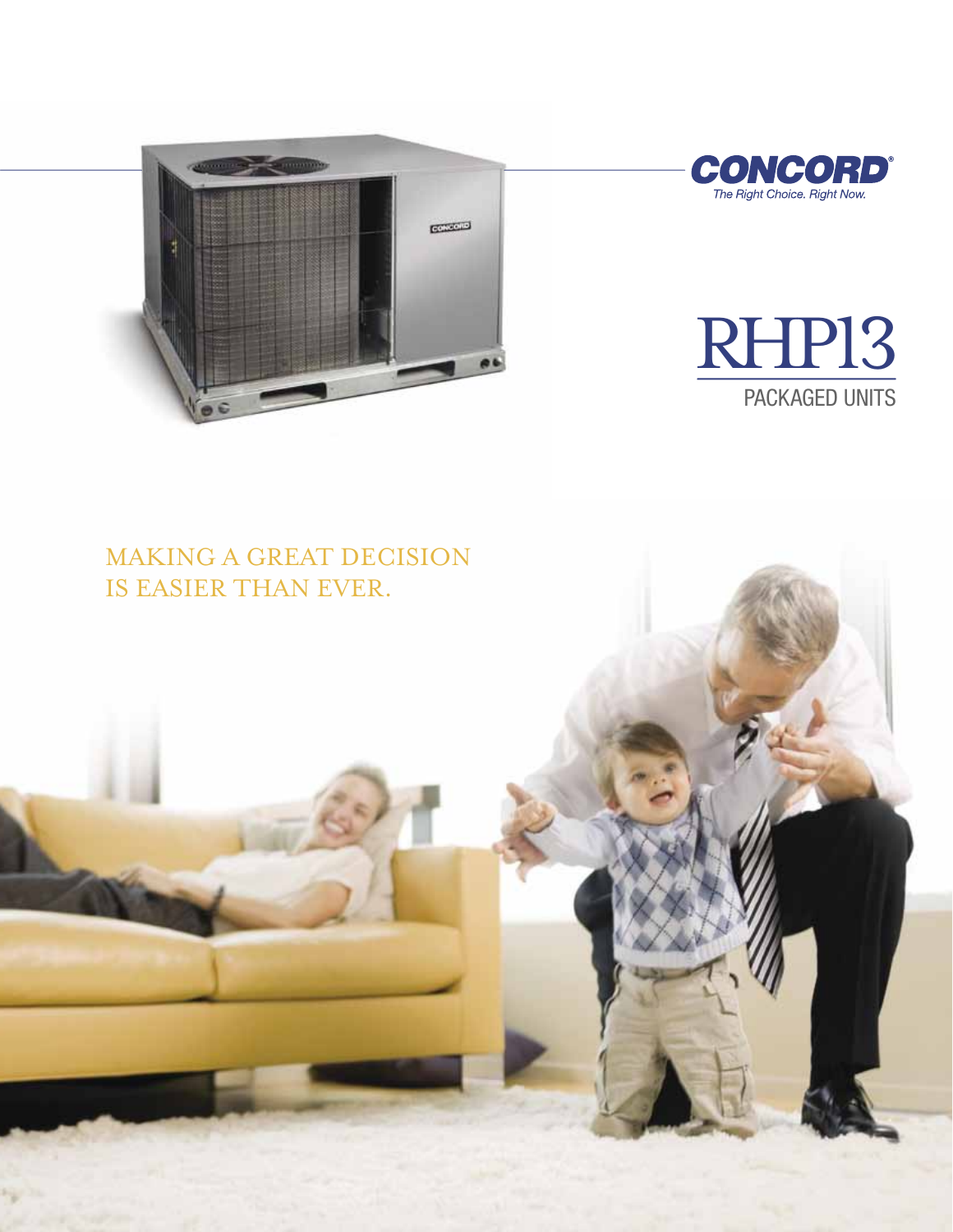**CONCORD®**

*The Right Choice. Right Now.*

# RHP13

## PACKAGED UNITS

MAKING A GREAT DECISION IS EASIER THAN EVER.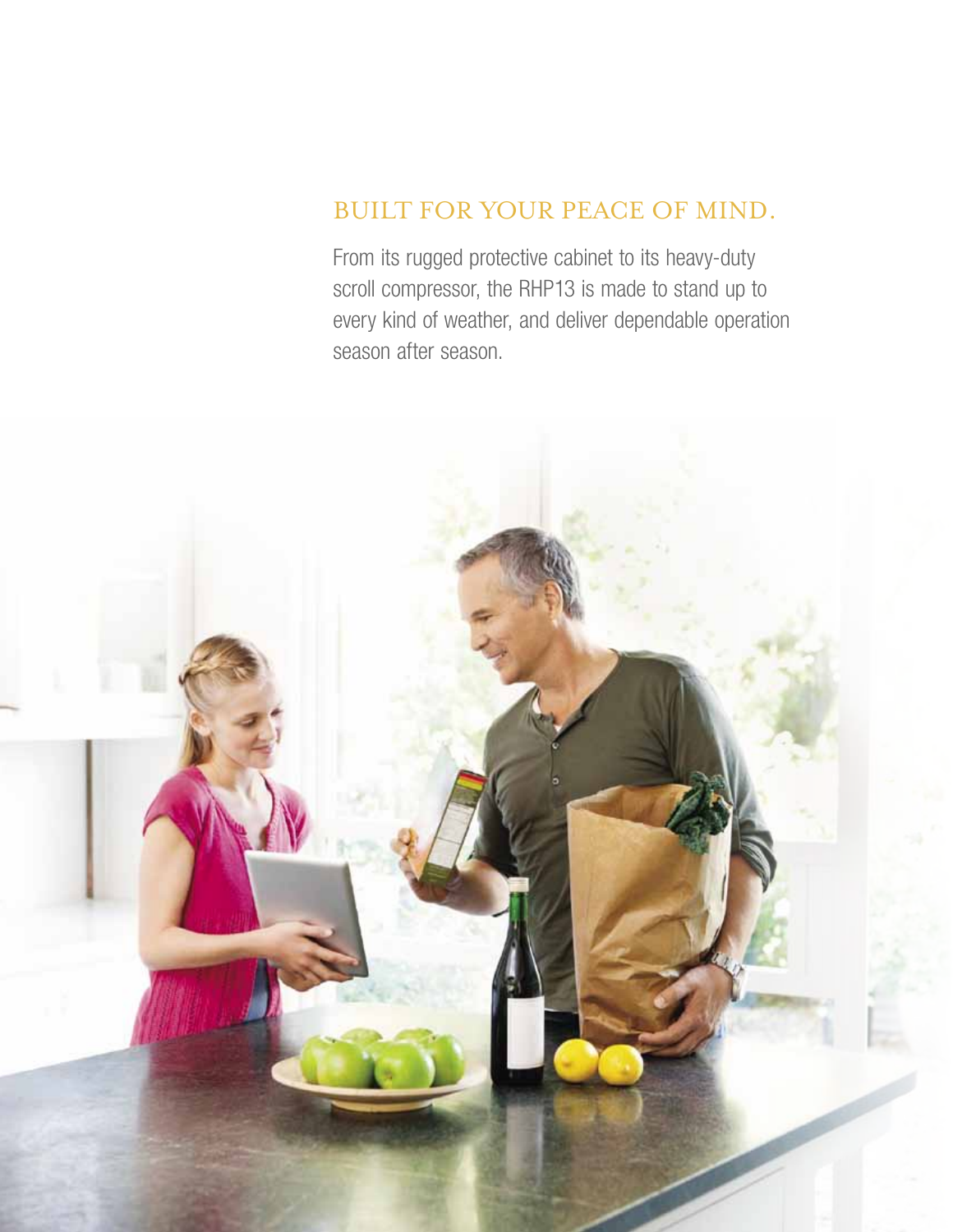## BUILT FOR YOUR PEACE OF MIND.

From its rugged protective cabinet to its heavy-duty scroll compressor, the RHP13 is made to stand up to every kind of weather, and deliver dependable operation season after season.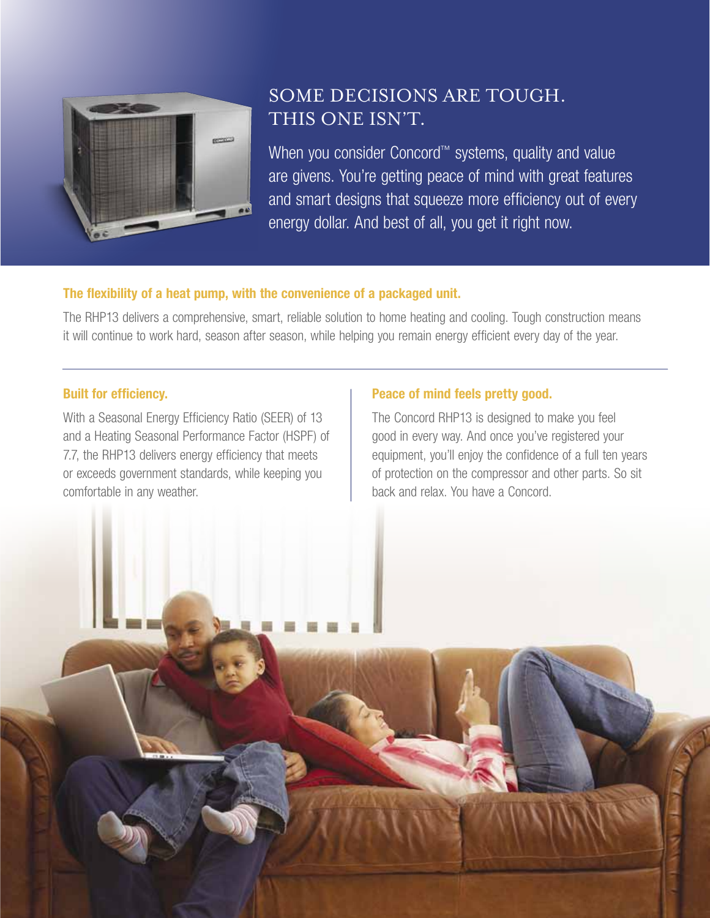# SOME DECISIONS ARE TOUGH. THIS ONE ISN'T.

When you consider Concord™ systems, quality and value are givens. You're getting peace of mind with great features and smart designs that squeeze more efficiency out of every energy dollar. And best of all, you get it right now.

## The flexibility of a heat pump, with the convenience of a packaged unit.

The RHP13 delivers a comprehensive, smart, reliable solution to home heating and cooling. Tough construction means it will continue to work hard, season after season, while helping you remain energy efficient every day of the year.

### Built for efficiency.

With a Seasonal Energy Efficiency Ratio (SEER) of 13 and a Heating Seasonal Performance Factor (HSPF) of 7.7, the RHP13 delivers energy efficiency that meets or exceeds government standards, while keeping you comfortable in any weather.

### Peace of mind feels pretty good.

The Concord RHP13 is designed to make you feel good in every way. And once you've registered your equipment, you'll enjoy the confidence of a full ten years of protection on the compressor and other parts. So sit back and relax. You have a Concord.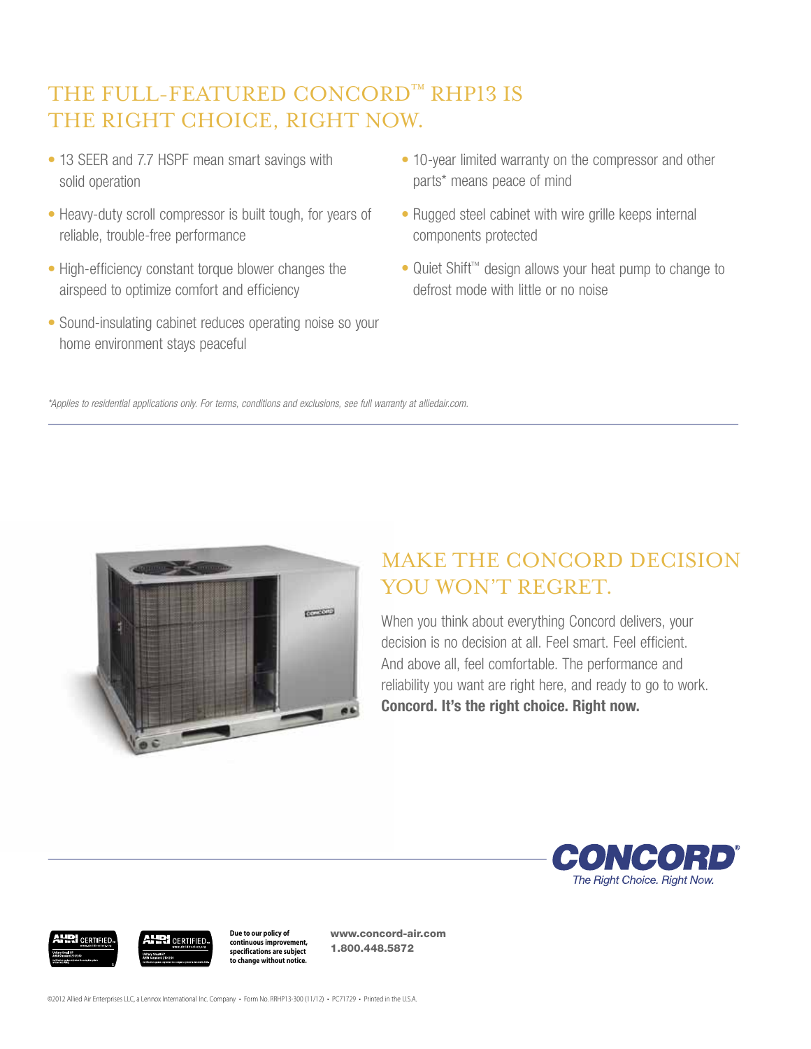# THE FULL-FEATURED CONCORD™ RHP13 IS THE RIGHT CHOICE, RIGHT NOW.

- 13 SEER and 7.7 HSPF mean smart savings with solid operation
- Heavy-duty scroll compressor is built tough, for years of reliable, trouble-free performance
- High-efficiency constant torque blower changes the airspeed to optimize comfort and efficiency
- Sound-insulating cabinet reduces operating noise so your home environment stays peaceful
- 10-year limited warranty on the compressor and other parts* means peace of mind
- Rugged steel cabinet with wire grille keeps internal components protected
- Quiet Shift™ design allows your heat pump to change to defrost mode with little or no noise

*\*Applies to residential applications only. For terms, conditions and exclusions, see full warranty at alliedair.com.*

## MAKE THE CONCORD DECISION YOU WON'T REGRET.

When you think about everything Concord delivers, your decision is no decision at all. Feel smart. Feel efficient. And above all, feel comfortable. The performance and reliability you want are right here, and ready to go to work. **Concord. It's the right choice. Right now.**

CONCORD®
The Right Choice. Right Now.

**Due to our policy of continuous improvement, specifications are subject to change without notice.**

**www.concord-air.com**
**1.800.448.5872**

©2012 Allied Air Enterprises LLC, a Lennox International Inc. Company • Form No. RRHP13-300 (11/12) • PC71729 • Printed in the U.S.A.